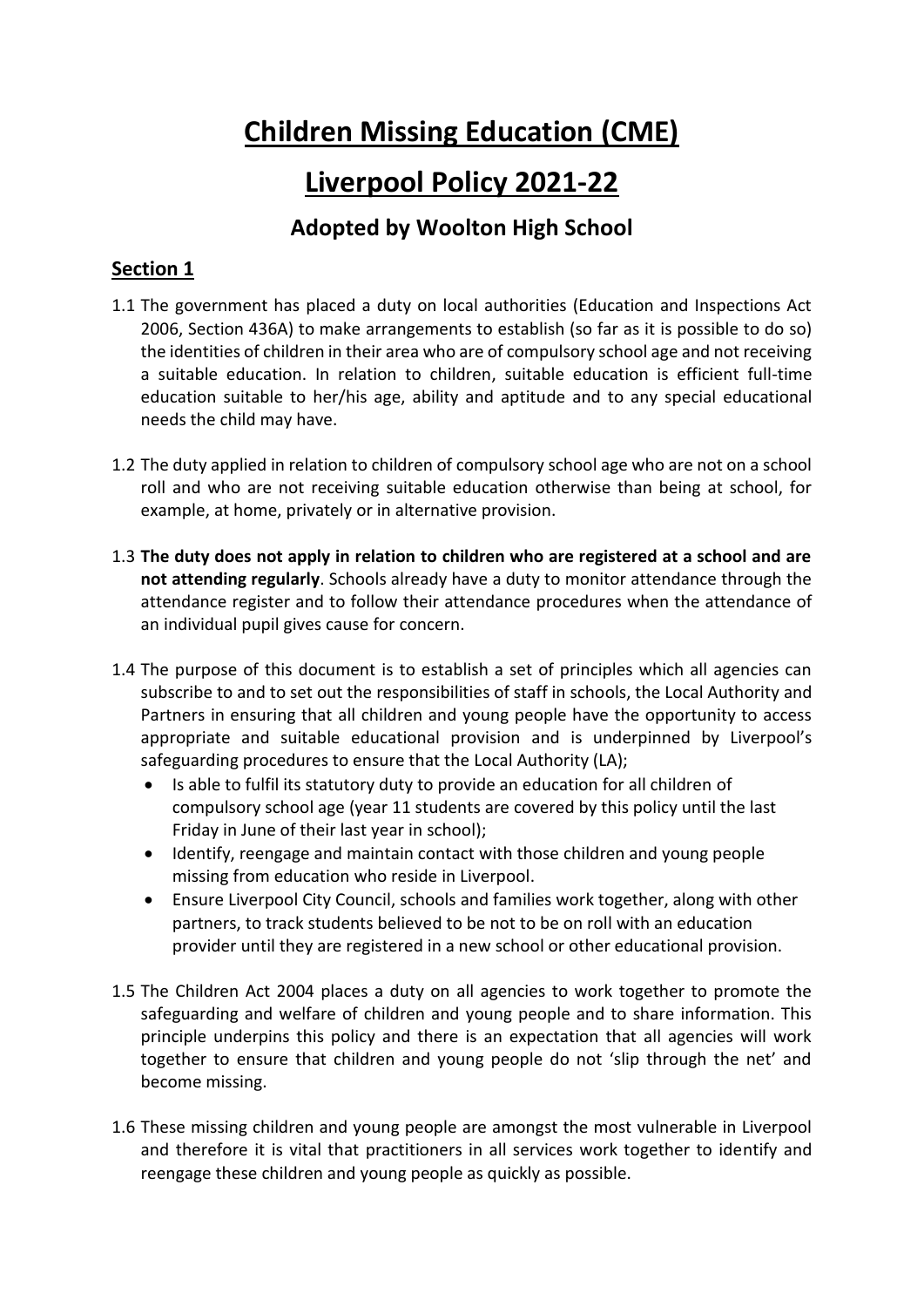# Children Missing Education (CME)

# Liverpool Policy 2021-22

## Adopted by Woolton High School

## Section 1

1.1 The government has placed a duty on local authorities (Education and Inspections Act 2006, Section 436A) to make arrangements to establish (so far as it is possible to do so) the identities of children in their area who are of compulsory school age and not receiving a suitable education. In relation to children, suitable education is efficient full-time education suitable to her/his age, ability and aptitude and to any special educational needs the child may have.

1.2 The duty applied in relation to children of compulsory school age who are not on a school roll and who are not receiving suitable education otherwise than being at school, for example, at home, privately or in alternative provision.

1.3 **The duty does not apply in relation to children who are registered at a school and are not attending regularly**. Schools already have a duty to monitor attendance through the attendance register and to follow their attendance procedures when the attendance of an individual pupil gives cause for concern.

1.4 The purpose of this document is to establish a set of principles which all agencies can subscribe to and to set out the responsibilities of staff in schools, the Local Authority and Partners in ensuring that all children and young people have the opportunity to access appropriate and suitable educational provision and is underpinned by Liverpool's safeguarding procedures to ensure that the Local Authority (LA);

- Is able to fulfil its statutory duty to provide an education for all children of compulsory school age (year 11 students are covered by this policy until the last Friday in June of their last year in school);
- Identify, reengage and maintain contact with those children and young people missing from education who reside in Liverpool.
- Ensure Liverpool City Council, schools and families work together, along with other partners, to track students believed to be not to be on roll with an education provider until they are registered in a new school or other educational provision.

1.5 The Children Act 2004 places a duty on all agencies to work together to promote the safeguarding and welfare of children and young people and to share information. This principle underpins this policy and there is an expectation that all agencies will work together to ensure that children and young people do not 'slip through the net' and become missing.

1.6 These missing children and young people are amongst the most vulnerable in Liverpool and therefore it is vital that practitioners in all services work together to identify and reengage these children and young people as quickly as possible.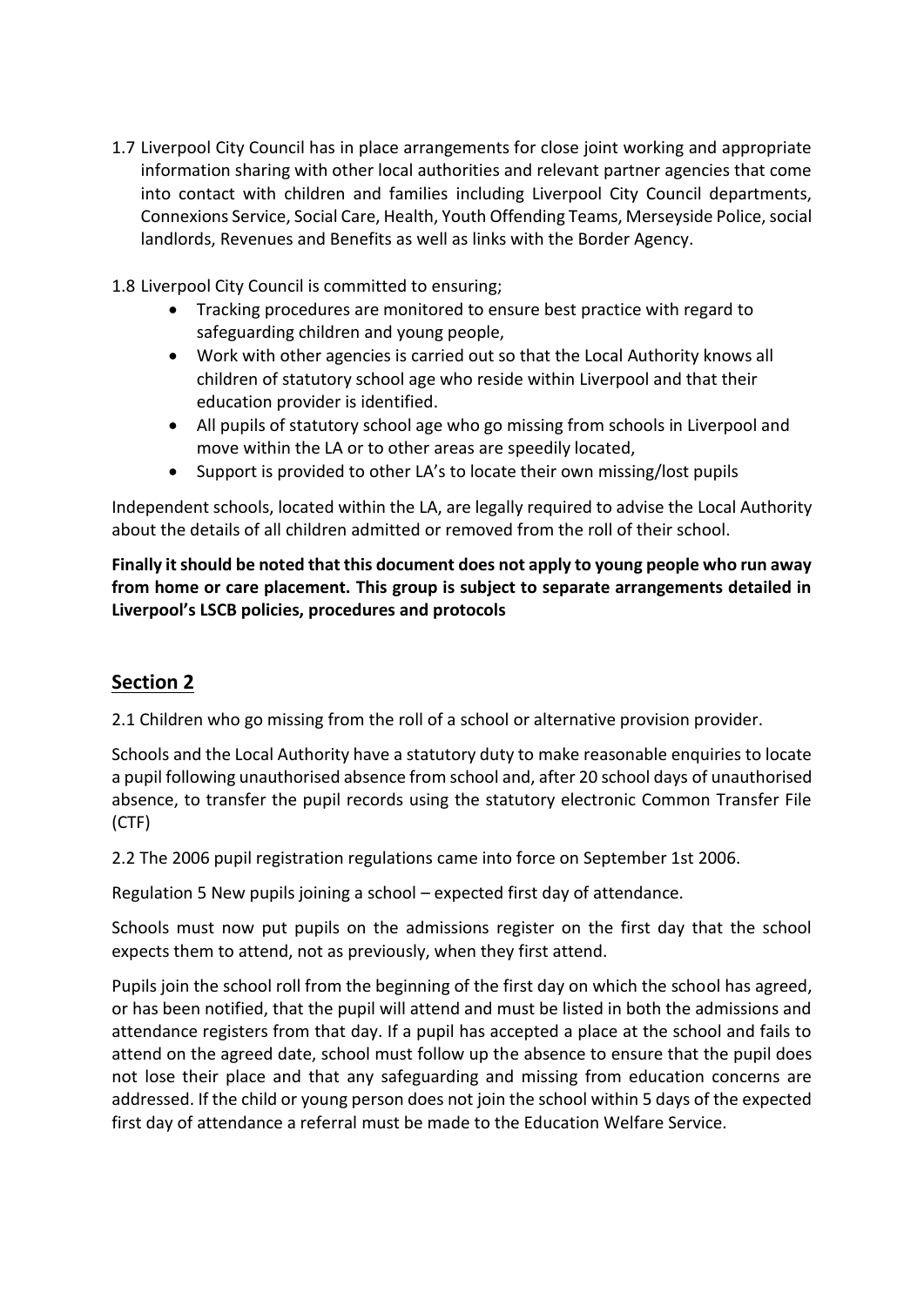1.7 Liverpool City Council has in place arrangements for close joint working and appropriate information sharing with other local authorities and relevant partner agencies that come into contact with children and families including Liverpool City Council departments, Connexions Service, Social Care, Health, Youth Offending Teams, Merseyside Police, social landlords, Revenues and Benefits as well as links with the Border Agency.

1.8 Liverpool City Council is committed to ensuring;

- Tracking procedures are monitored to ensure best practice with regard to safeguarding children and young people,
- Work with other agencies is carried out so that the Local Authority knows all children of statutory school age who reside within Liverpool and that their education provider is identified.
- All pupils of statutory school age who go missing from schools in Liverpool and move within the LA or to other areas are speedily located,
- Support is provided to other LA's to locate their own missing/lost pupils

Independent schools, located within the LA, are legally required to advise the Local Authority about the details of all children admitted or removed from the roll of their school.

**Finally it should be noted that this document does not apply to young people who run away from home or care placement. This group is subject to separate arrangements detailed in Liverpool's LSCB policies, procedures and protocols**

## Section 2

2.1 Children who go missing from the roll of a school or alternative provision provider.

Schools and the Local Authority have a statutory duty to make reasonable enquiries to locate a pupil following unauthorised absence from school and, after 20 school days of unauthorised absence, to transfer the pupil records using the statutory electronic Common Transfer File (CTF)

2.2 The 2006 pupil registration regulations came into force on September 1st 2006.

Regulation 5 New pupils joining a school – expected first day of attendance.

Schools must now put pupils on the admissions register on the first day that the school expects them to attend, not as previously, when they first attend.

Pupils join the school roll from the beginning of the first day on which the school has agreed, or has been notified, that the pupil will attend and must be listed in both the admissions and attendance registers from that day. If a pupil has accepted a place at the school and fails to attend on the agreed date, school must follow up the absence to ensure that the pupil does not lose their place and that any safeguarding and missing from education concerns are addressed. If the child or young person does not join the school within 5 days of the expected first day of attendance a referral must be made to the Education Welfare Service.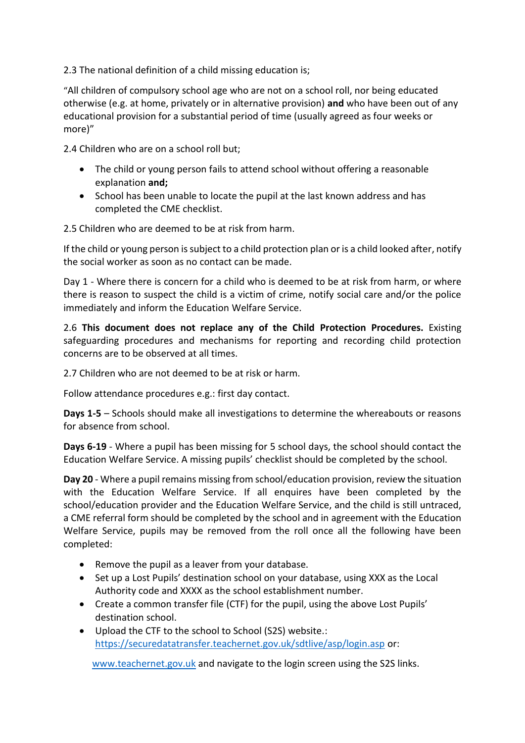2.3 The national definition of a child missing education is;

"All children of compulsory school age who are not on a school roll, nor being educated otherwise (e.g. at home, privately or in alternative provision) **and** who have been out of any educational provision for a substantial period of time (usually agreed as four weeks or more)"

2.4 Children who are on a school roll but;

- The child or young person fails to attend school without offering a reasonable explanation **and;**
- School has been unable to locate the pupil at the last known address and has completed the CME checklist.

2.5 Children who are deemed to be at risk from harm.

If the child or young person is subject to a child protection plan or is a child looked after, notify the social worker as soon as no contact can be made.

Day 1 - Where there is concern for a child who is deemed to be at risk from harm, or where there is reason to suspect the child is a victim of crime, notify social care and/or the police immediately and inform the Education Welfare Service.

2.6 **This document does not replace any of the Child Protection Procedures.** Existing safeguarding procedures and mechanisms for reporting and recording child protection concerns are to be observed at all times.

2.7 Children who are not deemed to be at risk or harm.

Follow attendance procedures e.g.: first day contact.

**Days 1-5** – Schools should make all investigations to determine the whereabouts or reasons for absence from school.

**Days 6-19** - Where a pupil has been missing for 5 school days, the school should contact the Education Welfare Service. A missing pupils' checklist should be completed by the school.

**Day 20** - Where a pupil remains missing from school/education provision, review the situation with the Education Welfare Service. If all enquires have been completed by the school/education provider and the Education Welfare Service, and the child is still untraced, a CME referral form should be completed by the school and in agreement with the Education Welfare Service, pupils may be removed from the roll once all the following have been completed:

- Remove the pupil as a leaver from your database.
- Set up a Lost Pupils' destination school on your database, using XXX as the Local Authority code and XXXX as the school establishment number.
- Create a common transfer file (CTF) for the pupil, using the above Lost Pupils' destination school.
- Upload the CTF to the school to School (S2S) website.: https://securedatatransfer.teachernet.gov.uk/sdtlive/asp/login.asp or:

  www.teachernet.gov.uk and navigate to the login screen using the S2S links.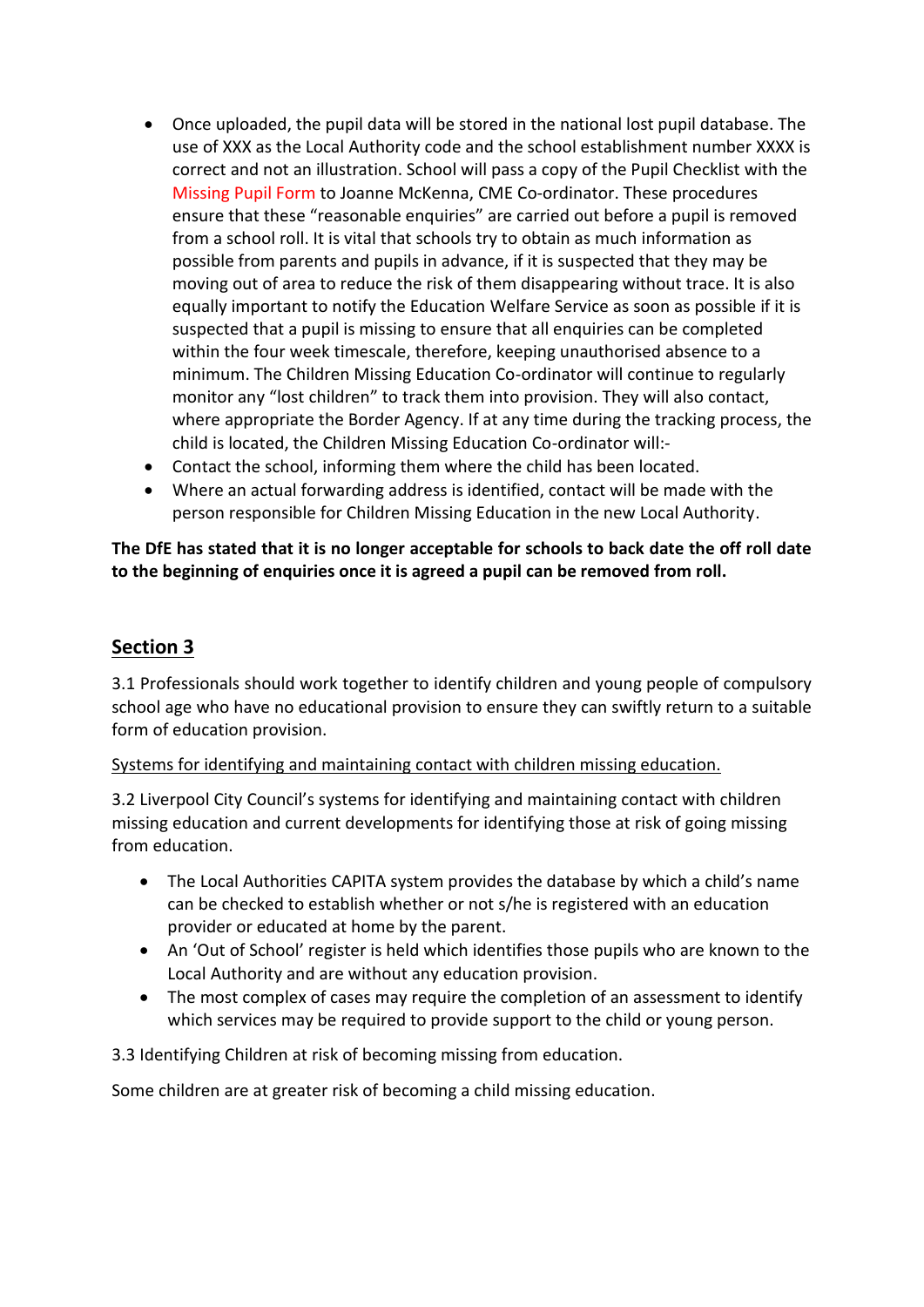- Once uploaded, the pupil data will be stored in the national lost pupil database. The use of XXX as the Local Authority code and the school establishment number XXXX is correct and not an illustration. School will pass a copy of the Pupil Checklist with the Missing Pupil Form to Joanne McKenna, CME Co-ordinator. These procedures ensure that these "reasonable enquiries" are carried out before a pupil is removed from a school roll. It is vital that schools try to obtain as much information as possible from parents and pupils in advance, if it is suspected that they may be moving out of area to reduce the risk of them disappearing without trace. It is also equally important to notify the Education Welfare Service as soon as possible if it is suspected that a pupil is missing to ensure that all enquiries can be completed within the four week timescale, therefore, keeping unauthorised absence to a minimum. The Children Missing Education Co-ordinator will continue to regularly monitor any "lost children" to track them into provision. They will also contact, where appropriate the Border Agency. If at any time during the tracking process, the child is located, the Children Missing Education Co-ordinator will:-
- Contact the school, informing them where the child has been located.
- Where an actual forwarding address is identified, contact will be made with the person responsible for Children Missing Education in the new Local Authority.

**The DfE has stated that it is no longer acceptable for schools to back date the off roll date to the beginning of enquiries once it is agreed a pupil can be removed from roll.**

## Section 3

3.1 Professionals should work together to identify children and young people of compulsory school age who have no educational provision to ensure they can swiftly return to a suitable form of education provision.

Systems for identifying and maintaining contact with children missing education.

3.2 Liverpool City Council's systems for identifying and maintaining contact with children missing education and current developments for identifying those at risk of going missing from education.

- The Local Authorities CAPITA system provides the database by which a child's name can be checked to establish whether or not s/he is registered with an education provider or educated at home by the parent.
- An 'Out of School' register is held which identifies those pupils who are known to the Local Authority and are without any education provision.
- The most complex of cases may require the completion of an assessment to identify which services may be required to provide support to the child or young person.

3.3 Identifying Children at risk of becoming missing from education.

Some children are at greater risk of becoming a child missing education.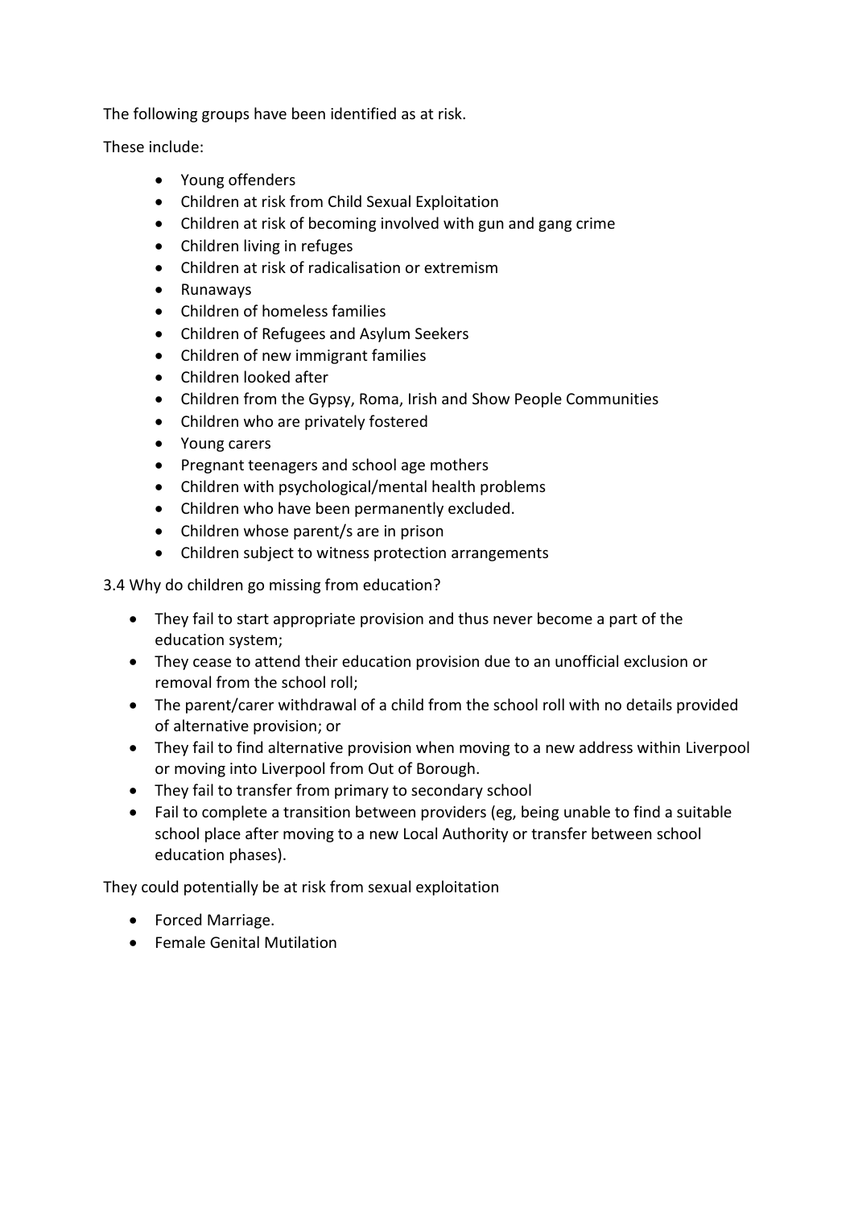The following groups have been identified as at risk.

These include:

- Young offenders
- Children at risk from Child Sexual Exploitation
- Children at risk of becoming involved with gun and gang crime
- Children living in refuges
- Children at risk of radicalisation or extremism
- Runaways
- Children of homeless families
- Children of Refugees and Asylum Seekers
- Children of new immigrant families
- Children looked after
- Children from the Gypsy, Roma, Irish and Show People Communities
- Children who are privately fostered
- Young carers
- Pregnant teenagers and school age mothers
- Children with psychological/mental health problems
- Children who have been permanently excluded.
- Children whose parent/s are in prison
- Children subject to witness protection arrangements

3.4 Why do children go missing from education?

- They fail to start appropriate provision and thus never become a part of the education system;
- They cease to attend their education provision due to an unofficial exclusion or removal from the school roll;
- The parent/carer withdrawal of a child from the school roll with no details provided of alternative provision; or
- They fail to find alternative provision when moving to a new address within Liverpool or moving into Liverpool from Out of Borough.
- They fail to transfer from primary to secondary school
- Fail to complete a transition between providers (eg, being unable to find a suitable school place after moving to a new Local Authority or transfer between school education phases).

They could potentially be at risk from sexual exploitation

- Forced Marriage.
- Female Genital Mutilation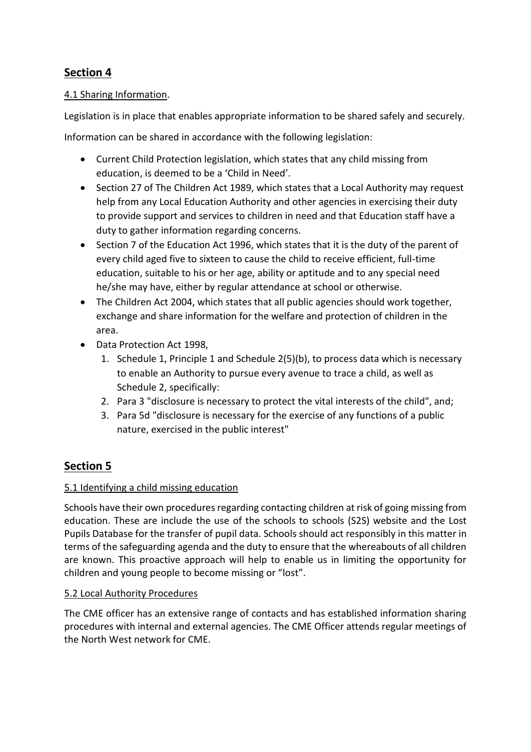## **Section 4**

4.1 Sharing Information.

Legislation is in place that enables appropriate information to be shared safely and securely.

Information can be shared in accordance with the following legislation:

- Current Child Protection legislation, which states that any child missing from education, is deemed to be a 'Child in Need'.
- Section 27 of The Children Act 1989, which states that a Local Authority may request help from any Local Education Authority and other agencies in exercising their duty to provide support and services to children in need and that Education staff have a duty to gather information regarding concerns.
- Section 7 of the Education Act 1996, which states that it is the duty of the parent of every child aged five to sixteen to cause the child to receive efficient, full-time education, suitable to his or her age, ability or aptitude and to any special need he/she may have, either by regular attendance at school or otherwise.
- The Children Act 2004, which states that all public agencies should work together, exchange and share information for the welfare and protection of children in the area.
- Data Protection Act 1998,
    1. Schedule 1, Principle 1 and Schedule 2(5)(b), to process data which is necessary to enable an Authority to pursue every avenue to trace a child, as well as Schedule 2, specifically:
    2. Para 3 "disclosure is necessary to protect the vital interests of the child", and;
    3. Para 5d "disclosure is necessary for the exercise of any functions of a public nature, exercised in the public interest"

## **Section 5**

5.1 Identifying a child missing education

Schools have their own procedures regarding contacting children at risk of going missing from education. These are include the use of the schools to schools (S2S) website and the Lost Pupils Database for the transfer of pupil data. Schools should act responsibly in this matter in terms of the safeguarding agenda and the duty to ensure that the whereabouts of all children are known. This proactive approach will help to enable us in limiting the opportunity for children and young people to become missing or "lost".

5.2 Local Authority Procedures

The CME officer has an extensive range of contacts and has established information sharing procedures with internal and external agencies. The CME Officer attends regular meetings of the North West network for CME.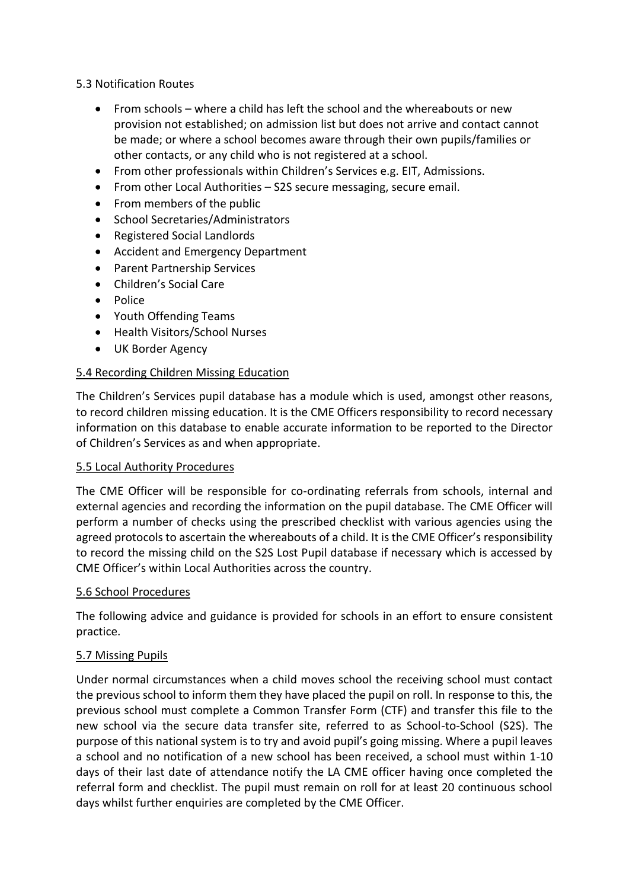5.3 Notification Routes

- From schools – where a child has left the school and the whereabouts or new provision not established; on admission list but does not arrive and contact cannot be made; or where a school becomes aware through their own pupils/families or other contacts, or any child who is not registered at a school.
- From other professionals within Children's Services e.g. EIT, Admissions.
- From other Local Authorities – S2S secure messaging, secure email.
- From members of the public
- School Secretaries/Administrators
- Registered Social Landlords
- Accident and Emergency Department
- Parent Partnership Services
- Children's Social Care
- Police
- Youth Offending Teams
- Health Visitors/School Nurses
- UK Border Agency

5.4 Recording Children Missing Education

The Children's Services pupil database has a module which is used, amongst other reasons, to record children missing education. It is the CME Officers responsibility to record necessary information on this database to enable accurate information to be reported to the Director of Children's Services as and when appropriate.

5.5 Local Authority Procedures

The CME Officer will be responsible for co-ordinating referrals from schools, internal and external agencies and recording the information on the pupil database. The CME Officer will perform a number of checks using the prescribed checklist with various agencies using the agreed protocols to ascertain the whereabouts of a child. It is the CME Officer's responsibility to record the missing child on the S2S Lost Pupil database if necessary which is accessed by CME Officer's within Local Authorities across the country.

5.6 School Procedures

The following advice and guidance is provided for schools in an effort to ensure consistent practice.

5.7 Missing Pupils

Under normal circumstances when a child moves school the receiving school must contact the previous school to inform them they have placed the pupil on roll. In response to this, the previous school must complete a Common Transfer Form (CTF) and transfer this file to the new school via the secure data transfer site, referred to as School-to-School (S2S). The purpose of this national system is to try and avoid pupil's going missing. Where a pupil leaves a school and no notification of a new school has been received, a school must within 1-10 days of their last date of attendance notify the LA CME officer having once completed the referral form and checklist. The pupil must remain on roll for at least 20 continuous school days whilst further enquiries are completed by the CME Officer.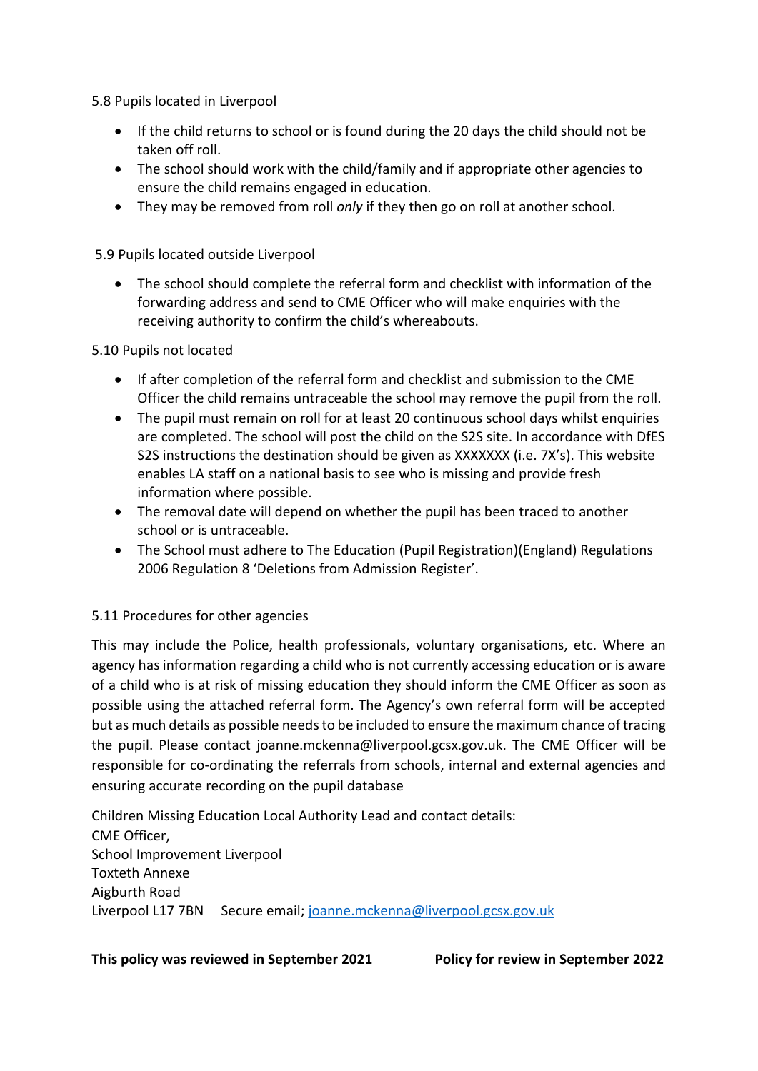5.8 Pupils located in Liverpool

- If the child returns to school or is found during the 20 days the child should not be taken off roll.
- The school should work with the child/family and if appropriate other agencies to ensure the child remains engaged in education.
- They may be removed from roll *only* if they then go on roll at another school.

5.9 Pupils located outside Liverpool

- The school should complete the referral form and checklist with information of the forwarding address and send to CME Officer who will make enquiries with the receiving authority to confirm the child's whereabouts.

5.10 Pupils not located

- If after completion of the referral form and checklist and submission to the CME Officer the child remains untraceable the school may remove the pupil from the roll.
- The pupil must remain on roll for at least 20 continuous school days whilst enquiries are completed. The school will post the child on the S2S site. In accordance with DfES S2S instructions the destination should be given as XXXXXXX (i.e. 7X's). This website enables LA staff on a national basis to see who is missing and provide fresh information where possible.
- The removal date will depend on whether the pupil has been traced to another school or is untraceable.
- The School must adhere to The Education (Pupil Registration)(England) Regulations 2006 Regulation 8 'Deletions from Admission Register'.

5.11 Procedures for other agencies

This may include the Police, health professionals, voluntary organisations, etc. Where an agency has information regarding a child who is not currently accessing education or is aware of a child who is at risk of missing education they should inform the CME Officer as soon as possible using the attached referral form. The Agency's own referral form will be accepted but as much details as possible needs to be included to ensure the maximum chance of tracing the pupil. Please contact joanne.mckenna@liverpool.gcsx.gov.uk. The CME Officer will be responsible for co-ordinating the referrals from schools, internal and external agencies and ensuring accurate recording on the pupil database

Children Missing Education Local Authority Lead and contact details:
CME Officer,
School Improvement Liverpool
Toxteth Annexe
Aigburth Road
Liverpool L17 7BN Secure email; joanne.mckenna@liverpool.gcsx.gov.uk

**This policy was reviewed in September 2021** **Policy for review in September 2022**